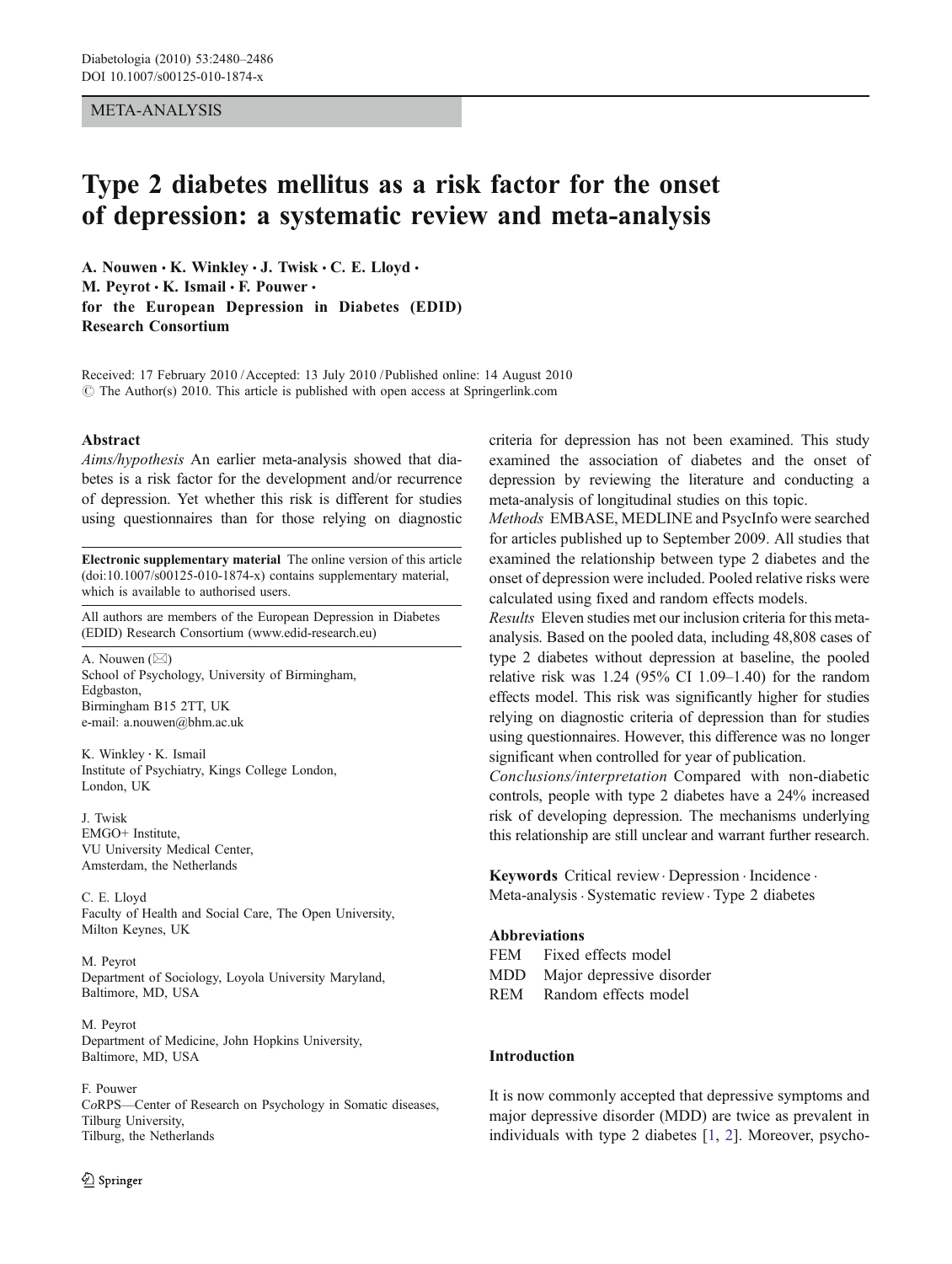META-ANALYSIS

# Type 2 diabetes mellitus as a risk factor for the onset of depression: a systematic review and meta-analysis

**A. Nouwen · K. Winkley · J. Twisk · C. E. Lloyd · M. Peyrot · K. Ismail · F. Pouwer · for the European Depression in Diabetes (EDID) Research Consortium**

Received: 17 February 2010 / Accepted: 13 July 2010 / Published online: 14 August 2010
© The Author(s) 2010. This article is published with open access at Springerlink.com

## Abstract

*Aims/hypothesis* An earlier meta-analysis showed that diabetes is a risk factor for the development and/or recurrence of depression. Yet whether this risk is different for studies using questionnaires than for those relying on diagnostic criteria for depression has not been examined. This study examined the association of diabetes and the onset of depression by reviewing the literature and conducting a meta-analysis of longitudinal studies on this topic.

*Methods* EMBASE, MEDLINE and PsycInfo were searched for articles published up to September 2009. All studies that examined the relationship between type 2 diabetes and the onset of depression were included. Pooled relative risks were calculated using fixed and random effects models.

*Results* Eleven studies met our inclusion criteria for this meta-analysis. Based on the pooled data, including 48,808 cases of type 2 diabetes without depression at baseline, the pooled relative risk was 1.24 (95% CI 1.09–1.40) for the random effects model. This risk was significantly higher for studies relying on diagnostic criteria of depression than for studies using questionnaires. However, this difference was no longer significant when controlled for year of publication.

*Conclusions/interpretation* Compared with non-diabetic controls, people with type 2 diabetes have a 24% increased risk of developing depression. The mechanisms underlying this relationship are still unclear and warrant further research.

**Keywords** Critical review · Depression · Incidence · Meta-analysis · Systematic review · Type 2 diabetes

**Abbreviations**

FEM Fixed effects model
MDD Major depressive disorder
REM Random effects model

**Electronic supplementary material** The online version of this article (doi:10.1007/s00125-010-1874-x) contains supplementary material, which is available to authorised users.

All authors are members of the European Depression in Diabetes (EDID) Research Consortium (www.edid-research.eu)

A. Nouwen (✉)
School of Psychology, University of Birmingham, Edgbaston, Birmingham B15 2TT, UK
e-mail: a.nouwen@bhm.ac.uk

K. Winkley · K. Ismail
Institute of Psychiatry, Kings College London, London, UK

J. Twisk
EMGO+ Institute, VU University Medical Center, Amsterdam, the Netherlands

C. E. Lloyd
Faculty of Health and Social Care, The Open University, Milton Keynes, UK

M. Peyrot
Department of Sociology, Loyola University Maryland, Baltimore, MD, USA

M. Peyrot
Department of Medicine, John Hopkins University, Baltimore, MD, USA

F. Pouwer
CoRPS—Center of Research on Psychology in Somatic diseases, Tilburg University, Tilburg, the Netherlands

## Introduction

It is now commonly accepted that depressive symptoms and major depressive disorder (MDD) are twice as prevalent in individuals with type 2 diabetes [1, 2]. Moreover, psycho-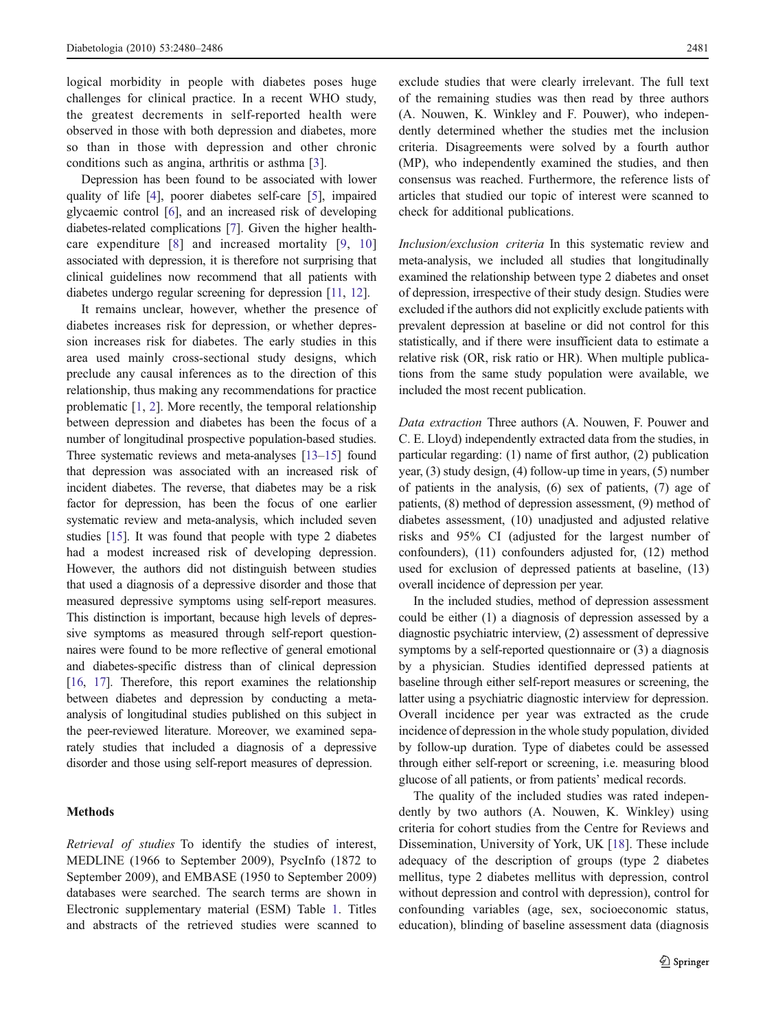logical morbidity in people with diabetes poses huge challenges for clinical practice. In a recent WHO study, the greatest decrements in self-reported health were observed in those with both depression and diabetes, more so than in those with depression and other chronic conditions such as angina, arthritis or asthma [3].

Depression has been found to be associated with lower quality of life [4], poorer diabetes self-care [5], impaired glycaemic control [6], and an increased risk of developing diabetes-related complications [7]. Given the higher healthcare expenditure [8] and increased mortality [9, 10] associated with depression, it is therefore not surprising that clinical guidelines now recommend that all patients with diabetes undergo regular screening for depression [11, 12].

It remains unclear, however, whether the presence of diabetes increases risk for depression, or whether depression increases risk for diabetes. The early studies in this area used mainly cross-sectional study designs, which preclude any causal inferences as to the direction of this relationship, thus making any recommendations for practice problematic [1, 2]. More recently, the temporal relationship between depression and diabetes has been the focus of a number of longitudinal prospective population-based studies. Three systematic reviews and meta-analyses [13–15] found that depression was associated with an increased risk of incident diabetes. The reverse, that diabetes may be a risk factor for depression, has been the focus of one earlier systematic review and meta-analysis, which included seven studies [15]. It was found that people with type 2 diabetes had a modest increased risk of developing depression. However, the authors did not distinguish between studies that used a diagnosis of a depressive disorder and those that measured depressive symptoms using self-report measures. This distinction is important, because high levels of depressive symptoms as measured through self-report questionnaires were found to be more reflective of general emotional and diabetes-specific distress than of clinical depression [16, 17]. Therefore, this report examines the relationship between diabetes and depression by conducting a meta-analysis of longitudinal studies published on this subject in the peer-reviewed literature. Moreover, we examined separately studies that included a diagnosis of a depressive disorder and those using self-report measures of depression.

## Methods

*Retrieval of studies* To identify the studies of interest, MEDLINE (1966 to September 2009), PsycInfo (1872 to September 2009), and EMBASE (1950 to September 2009) databases were searched. The search terms are shown in Electronic supplementary material (ESM) Table 1. Titles and abstracts of the retrieved studies were scanned to exclude studies that were clearly irrelevant. The full text of the remaining studies was then read by three authors (A. Nouwen, K. Winkley and F. Pouwer), who independently determined whether the studies met the inclusion criteria. Disagreements were solved by a fourth author (MP), who independently examined the studies, and then consensus was reached. Furthermore, the reference lists of articles that studied our topic of interest were scanned to check for additional publications.

*Inclusion/exclusion criteria* In this systematic review and meta-analysis, we included all studies that longitudinally examined the relationship between type 2 diabetes and onset of depression, irrespective of their study design. Studies were excluded if the authors did not explicitly exclude patients with prevalent depression at baseline or did not control for this statistically, and if there were insufficient data to estimate a relative risk (OR, risk ratio or HR). When multiple publications from the same study population were available, we included the most recent publication.

*Data extraction* Three authors (A. Nouwen, F. Pouwer and C. E. Lloyd) independently extracted data from the studies, in particular regarding: (1) name of first author, (2) publication year, (3) study design, (4) follow-up time in years, (5) number of patients in the analysis, (6) sex of patients, (7) age of patients, (8) method of depression assessment, (9) method of diabetes assessment, (10) unadjusted and adjusted relative risks and 95% CI (adjusted for the largest number of confounders), (11) confounders adjusted for, (12) method used for exclusion of depressed patients at baseline, (13) overall incidence of depression per year.

In the included studies, method of depression assessment could be either (1) a diagnosis of depression assessed by a diagnostic psychiatric interview, (2) assessment of depressive symptoms by a self-reported questionnaire or (3) a diagnosis by a physician. Studies identified depressed patients at baseline through either self-report measures or screening, the latter using a psychiatric diagnostic interview for depression. Overall incidence per year was extracted as the crude incidence of depression in the whole study population, divided by follow-up duration. Type of diabetes could be assessed through either self-report or screening, i.e. measuring blood glucose of all patients, or from patients' medical records.

The quality of the included studies was rated independently by two authors (A. Nouwen, K. Winkley) using criteria for cohort studies from the Centre for Reviews and Dissemination, University of York, UK [18]. These include adequacy of the description of groups (type 2 diabetes mellitus, type 2 diabetes mellitus with depression, control without depression and control with depression), control for confounding variables (age, sex, socioeconomic status, education), blinding of baseline assessment data (diagnosis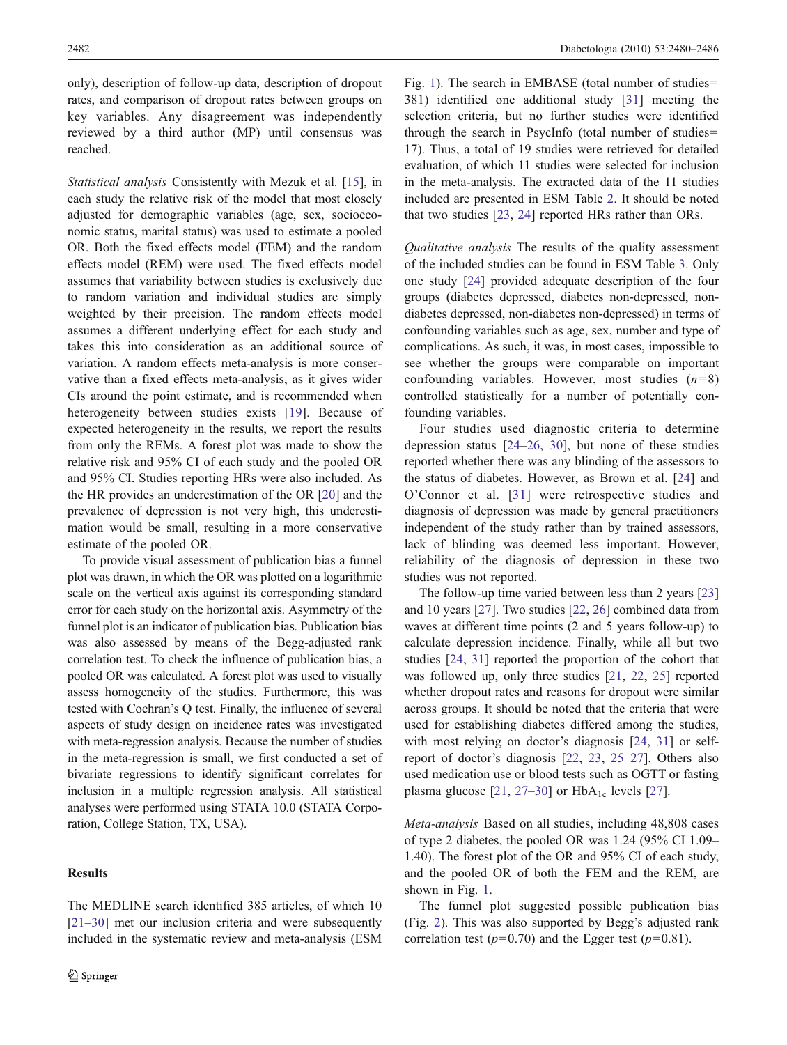only), description of follow-up data, description of dropout rates, and comparison of dropout rates between groups on key variables. Any disagreement was independently reviewed by a third author (MP) until consensus was reached.

*Statistical analysis* Consistently with Mezuk et al. [15], in each study the relative risk of the model that most closely adjusted for demographic variables (age, sex, socioeconomic status, marital status) was used to estimate a pooled OR. Both the fixed effects model (FEM) and the random effects model (REM) were used. The fixed effects model assumes that variability between studies is exclusively due to random variation and individual studies are simply weighted by their precision. The random effects model assumes a different underlying effect for each study and takes this into consideration as an additional source of variation. A random effects meta-analysis is more conservative than a fixed effects meta-analysis, as it gives wider CIs around the point estimate, and is recommended when heterogeneity between studies exists [19]. Because of expected heterogeneity in the results, we report the results from only the REMs. A forest plot was made to show the relative risk and 95% CI of each study and the pooled OR and 95% CI. Studies reporting HRs were also included. As the HR provides an underestimation of the OR [20] and the prevalence of depression is not very high, this underestimation would be small, resulting in a more conservative estimate of the pooled OR.

To provide visual assessment of publication bias a funnel plot was drawn, in which the OR was plotted on a logarithmic scale on the vertical axis against its corresponding standard error for each study on the horizontal axis. Asymmetry of the funnel plot is an indicator of publication bias. Publication bias was also assessed by means of the Begg-adjusted rank correlation test. To check the influence of publication bias, a pooled OR was calculated. A forest plot was used to visually assess homogeneity of the studies. Furthermore, this was tested with Cochran's Q test. Finally, the influence of several aspects of study design on incidence rates was investigated with meta-regression analysis. Because the number of studies in the meta-regression is small, we first conducted a set of bivariate regressions to identify significant correlates for inclusion in a multiple regression analysis. All statistical analyses were performed using STATA 10.0 (STATA Corporation, College Station, TX, USA).

## Results

The MEDLINE search identified 385 articles, of which 10 [21–30] met our inclusion criteria and were subsequently included in the systematic review and meta-analysis (ESM Fig. 1). The search in EMBASE (total number of studies= 381) identified one additional study [31] meeting the selection criteria, but no further studies were identified through the search in PsycInfo (total number of studies= 17). Thus, a total of 19 studies were retrieved for detailed evaluation, of which 11 studies were selected for inclusion in the meta-analysis. The extracted data of the 11 studies included are presented in ESM Table 2. It should be noted that two studies [23, 24] reported HRs rather than ORs.

*Qualitative analysis* The results of the quality assessment of the included studies can be found in ESM Table 3. Only one study [24] provided adequate description of the four groups (diabetes depressed, diabetes non-depressed, non-diabetes depressed, non-diabetes non-depressed) in terms of confounding variables such as age, sex, number and type of complications. As such, it was, in most cases, impossible to see whether the groups were comparable on important confounding variables. However, most studies ($n=8$) controlled statistically for a number of potentially confounding variables.

Four studies used diagnostic criteria to determine depression status [24–26, 30], but none of these studies reported whether there was any blinding of the assessors to the status of diabetes. However, as Brown et al. [24] and O'Connor et al. [31] were retrospective studies and diagnosis of depression was made by general practitioners independent of the study rather than by trained assessors, lack of blinding was deemed less important. However, reliability of the diagnosis of depression in these two studies was not reported.

The follow-up time varied between less than 2 years [23] and 10 years [27]. Two studies [22, 26] combined data from waves at different time points (2 and 5 years follow-up) to calculate depression incidence. Finally, while all but two studies [24, 31] reported the proportion of the cohort that was followed up, only three studies [21, 22, 25] reported whether dropout rates and reasons for dropout were similar across groups. It should be noted that the criteria that were used for establishing diabetes differed among the studies, with most relying on doctor's diagnosis [24, 31] or self-report of doctor's diagnosis [22, 23, 25–27]. Others also used medication use or blood tests such as OGTT or fasting plasma glucose [21, 27–30] or $HbA_{1c}$ levels [27].

*Meta-analysis* Based on all studies, including 48,808 cases of type 2 diabetes, the pooled OR was 1.24 (95% CI 1.09–1.40). The forest plot of the OR and 95% CI of each study, and the pooled OR of both the FEM and the REM, are shown in Fig. 1.

The funnel plot suggested possible publication bias (Fig. 2). This was also supported by Begg's adjusted rank correlation test ($p=0.70$) and the Egger test ($p=0.81$).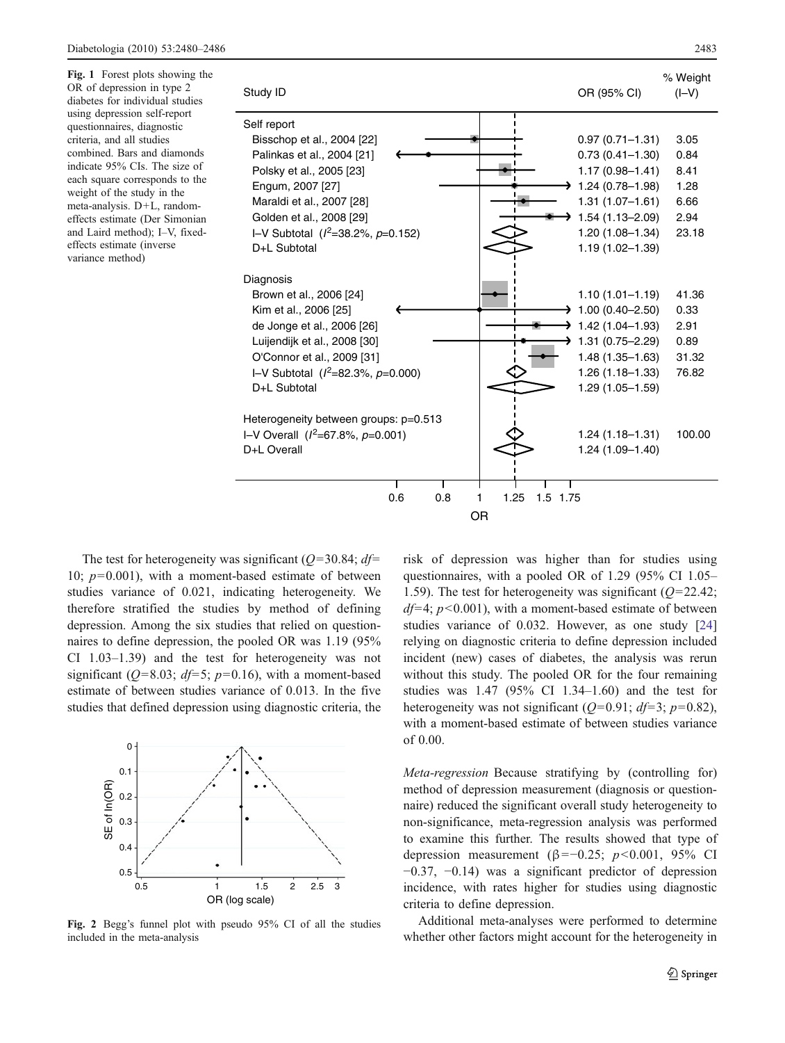**Fig. 1** Forest plots showing the OR of depression in type 2 diabetes for individual studies using depression self-report questionnaires, diagnostic criteria, and all studies combined. Bars and diamonds indicate 95% CIs. The size of each square corresponds to the weight of the study in the meta-analysis. D+L, random-effects estimate (Der Simonian and Laird method); I–V, fixed-effects estimate (inverse variance method)

| Study ID | OR (95% CI) | % Weight (I–V) |
|---|---|---|
| **Self report** | | |
| Bisschop et al., 2004 [22] | 0.97 (0.71–1.31) | 3.05 |
| Palinkas et al., 2004 [21] | 0.73 (0.41–1.30) | 0.84 |
| Polsky et al., 2005 [23] | 1.17 (0.98–1.41) | 8.41 |
| Engum, 2007 [27] | 1.24 (0.78–1.98) | 1.28 |
| Maraldi et al., 2007 [28] | 1.31 (1.07–1.61) | 6.66 |
| Golden et al., 2008 [29] | 1.54 (1.13–2.09) | 2.94 |
| I–V Subtotal ($I^2$=38.2%, $p$=0.152) | 1.20 (1.08–1.34) | 23.18 |
| D+L Subtotal | 1.19 (1.02–1.39) | |
| **Diagnosis** | | |
| Brown et al., 2006 [24] | 1.10 (1.01–1.19) | 41.36 |
| Kim et al., 2006 [25] | 1.00 (0.40–2.50) | 0.33 |
| de Jonge et al., 2006 [26] | 1.42 (1.04–1.93) | 2.91 |
| Luijendijk et al., 2008 [30] | 1.31 (0.75–2.29) | 0.89 |
| O'Connor et al., 2009 [31] | 1.48 (1.35–1.63) | 31.32 |
| I–V Subtotal ($I^2$=82.3%, $p$=0.000) | 1.26 (1.18–1.33) | 76.82 |
| D+L Subtotal | 1.29 (1.05–1.59) | |
| Heterogeneity between groups: p=0.513 | | |
| I–V Overall ($I^2$=67.8%, $p$=0.001) | 1.24 (1.18–1.31) | 100.00 |
| D+L Overall | 1.24 (1.09–1.40) | |

The test for heterogeneity was significant ($Q$=30.84; $df$=10; $p$=0.001), with a moment-based estimate of between studies variance of 0.021, indicating heterogeneity. We therefore stratified the studies by method of defining depression. Among the six studies that relied on questionnaires to define depression, the pooled OR was 1.19 (95% CI 1.03–1.39) and the test for heterogeneity was not significant ($Q$=8.03; $df$=5; $p$=0.16), with a moment-based estimate of between studies variance of 0.013. In the five studies that defined depression using diagnostic criteria, the risk of depression was higher than for studies using questionnaires, with a pooled OR of 1.29 (95% CI 1.05–1.59). The test for heterogeneity was significant ($Q$=22.42; $df$=4; $p$<0.001), with a moment-based estimate of between studies variance of 0.032. However, as one study [24] relying on diagnostic criteria to define depression included incident (new) cases of diabetes, the analysis was rerun without this study. The pooled OR for the four remaining studies was 1.47 (95% CI 1.34–1.60) and the test for heterogeneity was not significant ($Q$=0.91; $df$=3; $p$=0.82), with a moment-based estimate of between studies variance of 0.00.

**Fig. 2** Begg's funnel plot with pseudo 95% CI of all the studies included in the meta-analysis

*Meta-regression* Because stratifying by (controlling for) method of depression measurement (diagnosis or questionnaire) reduced the significant overall study heterogeneity to non-significance, meta-regression analysis was performed to examine this further. The results showed that type of depression measurement ($\beta$=−0.25; $p$<0.001, 95% CI −0.37, −0.14) was a significant predictor of depression incidence, with rates higher for studies using diagnostic criteria to define depression.

Additional meta-analyses were performed to determine whether other factors might account for the heterogeneity in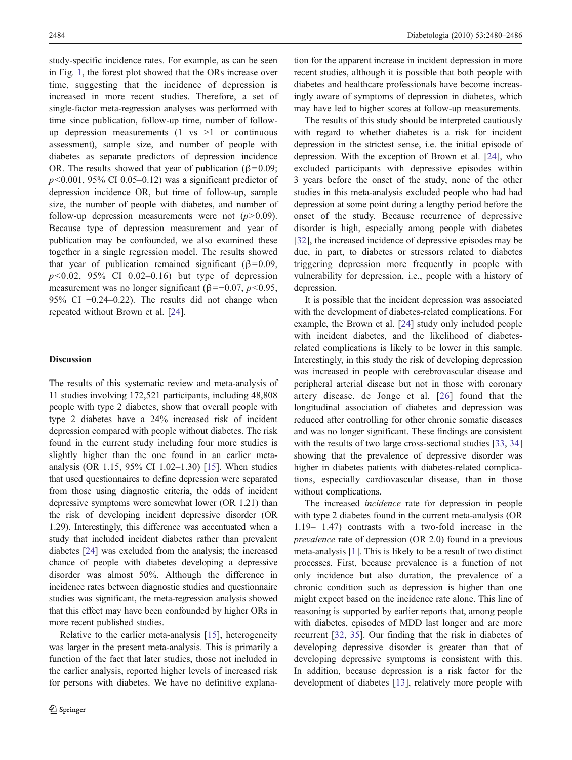study-specific incidence rates. For example, as can be seen in Fig. 1, the forest plot showed that the ORs increase over time, suggesting that the incidence of depression is increased in more recent studies. Therefore, a set of single-factor meta-regression analyses was performed with time since publication, follow-up time, number of follow-up depression measurements (1 vs >1 or continuous assessment), sample size, and number of people with diabetes as separate predictors of depression incidence OR. The results showed that year of publication ($\beta=0.09$; $p<0.001$, 95% CI 0.05–0.12) was a significant predictor of depression incidence OR, but time of follow-up, sample size, the number of people with diabetes, and number of follow-up depression measurements were not ($p>0.09$). Because type of depression measurement and year of publication may be confounded, we also examined these together in a single regression model. The results showed that year of publication remained significant ($\beta=0.09$, $p<0.02$, 95% CI 0.02–0.16) but type of depression measurement was no longer significant ($\beta=-0.07$, $p<0.95$, 95% CI −0.24–0.22). The results did not change when repeated without Brown et al. [24].

## Discussion

The results of this systematic review and meta-analysis of 11 studies involving 172,521 participants, including 48,808 people with type 2 diabetes, show that overall people with type 2 diabetes have a 24% increased risk of incident depression compared with people without diabetes. The risk found in the current study including four more studies is slightly higher than the one found in an earlier meta-analysis (OR 1.15, 95% CI 1.02–1.30) [15]. When studies that used questionnaires to define depression were separated from those using diagnostic criteria, the odds of incident depressive symptoms were somewhat lower (OR 1.21) than the risk of developing incident depressive disorder (OR 1.29). Interestingly, this difference was accentuated when a study that included incident diabetes rather than prevalent diabetes [24] was excluded from the analysis; the increased chance of people with diabetes developing a depressive disorder was almost 50%. Although the difference in incidence rates between diagnostic studies and questionnaire studies was significant, the meta-regression analysis showed that this effect may have been confounded by higher ORs in more recent published studies.

Relative to the earlier meta-analysis [15], heterogeneity was larger in the present meta-analysis. This is primarily a function of the fact that later studies, those not included in the earlier analysis, reported higher levels of increased risk for persons with diabetes. We have no definitive explanation for the apparent increase in incident depression in more recent studies, although it is possible that both people with diabetes and healthcare professionals have become increasingly aware of symptoms of depression in diabetes, which may have led to higher scores at follow-up measurements.

The results of this study should be interpreted cautiously with regard to whether diabetes is a risk for incident depression in the strictest sense, i.e. the initial episode of depression. With the exception of Brown et al. [24], who excluded participants with depressive episodes within 3 years before the onset of the study, none of the other studies in this meta-analysis excluded people who had had depression at some point during a lengthy period before the onset of the study. Because recurrence of depressive disorder is high, especially among people with diabetes [32], the increased incidence of depressive episodes may be due, in part, to diabetes or stressors related to diabetes triggering depression more frequently in people with vulnerability for depression, i.e., people with a history of depression.

It is possible that the incident depression was associated with the development of diabetes-related complications. For example, the Brown et al. [24] study only included people with incident diabetes, and the likelihood of diabetes-related complications is likely to be lower in this sample. Interestingly, in this study the risk of developing depression was increased in people with cerebrovascular disease and peripheral arterial disease but not in those with coronary artery disease. de Jonge et al. [26] found that the longitudinal association of diabetes and depression was reduced after controlling for other chronic somatic diseases and was no longer significant. These findings are consistent with the results of two large cross-sectional studies [33, 34] showing that the prevalence of depressive disorder was higher in diabetes patients with diabetes-related complications, especially cardiovascular disease, than in those without complications.

The increased *incidence* rate for depression in people with type 2 diabetes found in the current meta-analysis (OR 1.19– 1.47) contrasts with a two-fold increase in the *prevalence* rate of depression (OR 2.0) found in a previous meta-analysis [1]. This is likely to be a result of two distinct processes. First, because prevalence is a function of not only incidence but also duration, the prevalence of a chronic condition such as depression is higher than one might expect based on the incidence rate alone. This line of reasoning is supported by earlier reports that, among people with diabetes, episodes of MDD last longer and are more recurrent [32, 35]. Our finding that the risk in diabetes of developing depressive disorder is greater than that of developing depressive symptoms is consistent with this. In addition, because depression is a risk factor for the development of diabetes [13], relatively more people with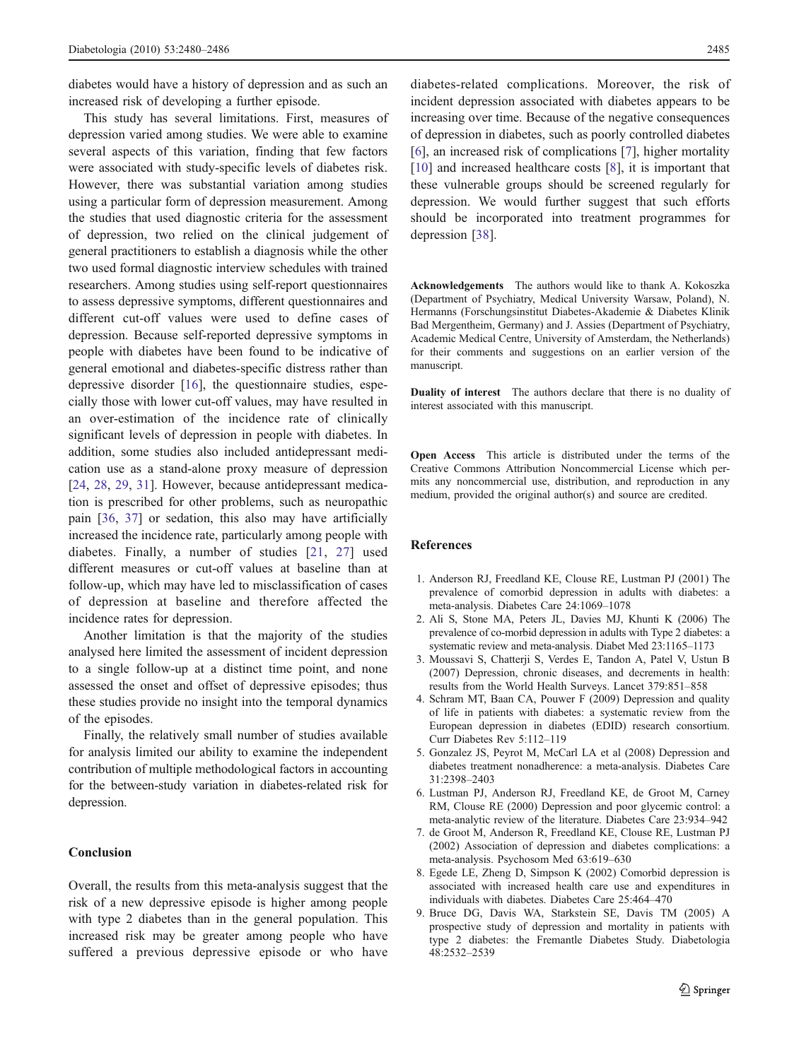diabetes would have a history of depression and as such an increased risk of developing a further episode.

This study has several limitations. First, measures of depression varied among studies. We were able to examine several aspects of this variation, finding that few factors were associated with study-specific levels of diabetes risk. However, there was substantial variation among studies using a particular form of depression measurement. Among the studies that used diagnostic criteria for the assessment of depression, two relied on the clinical judgement of general practitioners to establish a diagnosis while the other two used formal diagnostic interview schedules with trained researchers. Among studies using self-report questionnaires to assess depressive symptoms, different questionnaires and different cut-off values were used to define cases of depression. Because self-reported depressive symptoms in people with diabetes have been found to be indicative of general emotional and diabetes-specific distress rather than depressive disorder [16], the questionnaire studies, especially those with lower cut-off values, may have resulted in an over-estimation of the incidence rate of clinically significant levels of depression in people with diabetes. In addition, some studies also included antidepressant medication use as a stand-alone proxy measure of depression [24, 28, 29, 31]. However, because antidepressant medication is prescribed for other problems, such as neuropathic pain [36, 37] or sedation, this also may have artificially increased the incidence rate, particularly among people with diabetes. Finally, a number of studies [21, 27] used different measures or cut-off values at baseline than at follow-up, which may have led to misclassification of cases of depression at baseline and therefore affected the incidence rates for depression.

Another limitation is that the majority of the studies analysed here limited the assessment of incident depression to a single follow-up at a distinct time point, and none assessed the onset and offset of depressive episodes; thus these studies provide no insight into the temporal dynamics of the episodes.

Finally, the relatively small number of studies available for analysis limited our ability to examine the independent contribution of multiple methodological factors in accounting for the between-study variation in diabetes-related risk for depression.

## Conclusion

Overall, the results from this meta-analysis suggest that the risk of a new depressive episode is higher among people with type 2 diabetes than in the general population. This increased risk may be greater among people who have suffered a previous depressive episode or who have diabetes-related complications. Moreover, the risk of incident depression associated with diabetes appears to be increasing over time. Because of the negative consequences of depression in diabetes, such as poorly controlled diabetes [6], an increased risk of complications [7], higher mortality [10] and increased healthcare costs [8], it is important that these vulnerable groups should be screened regularly for depression. We would further suggest that such efforts should be incorporated into treatment programmes for depression [38].

**Acknowledgements** The authors would like to thank A. Kokoszka (Department of Psychiatry, Medical University Warsaw, Poland), N. Hermanns (Forschungsinstitut Diabetes-Akademie & Diabetes Klinik Bad Mergentheim, Germany) and J. Assies (Department of Psychiatry, Academic Medical Centre, University of Amsterdam, the Netherlands) for their comments and suggestions on an earlier version of the manuscript.

**Duality of interest** The authors declare that there is no duality of interest associated with this manuscript.

**Open Access** This article is distributed under the terms of the Creative Commons Attribution Noncommercial License which permits any noncommercial use, distribution, and reproduction in any medium, provided the original author(s) and source are credited.

## References

1. Anderson RJ, Freedland KE, Clouse RE, Lustman PJ (2001) The prevalence of comorbid depression in adults with diabetes: a meta-analysis. Diabetes Care 24:1069–1078
2. Ali S, Stone MA, Peters JL, Davies MJ, Khunti K (2006) The prevalence of co-morbid depression in adults with Type 2 diabetes: a systematic review and meta-analysis. Diabet Med 23:1165–1173
3. Moussavi S, Chatterji S, Verdes E, Tandon A, Patel V, Ustun B (2007) Depression, chronic diseases, and decrements in health: results from the World Health Surveys. Lancet 379:851–858
4. Schram MT, Baan CA, Pouwer F (2009) Depression and quality of life in patients with diabetes: a systematic review from the European depression in diabetes (EDID) research consortium. Curr Diabetes Rev 5:112–119
5. Gonzalez JS, Peyrot M, McCarl LA et al (2008) Depression and diabetes treatment nonadherence: a meta-analysis. Diabetes Care 31:2398–2403
6. Lustman PJ, Anderson RJ, Freedland KE, de Groot M, Carney RM, Clouse RE (2000) Depression and poor glycemic control: a meta-analytic review of the literature. Diabetes Care 23:934–942
7. de Groot M, Anderson R, Freedland KE, Clouse RE, Lustman PJ (2002) Association of depression and diabetes complications: a meta-analysis. Psychosom Med 63:619–630
8. Egede LE, Zheng D, Simpson K (2002) Comorbid depression is associated with increased health care use and expenditures in individuals with diabetes. Diabetes Care 25:464–470
9. Bruce DG, Davis WA, Starkstein SE, Davis TM (2005) A prospective study of depression and mortality in patients with type 2 diabetes: the Fremantle Diabetes Study. Diabetologia 48:2532–2539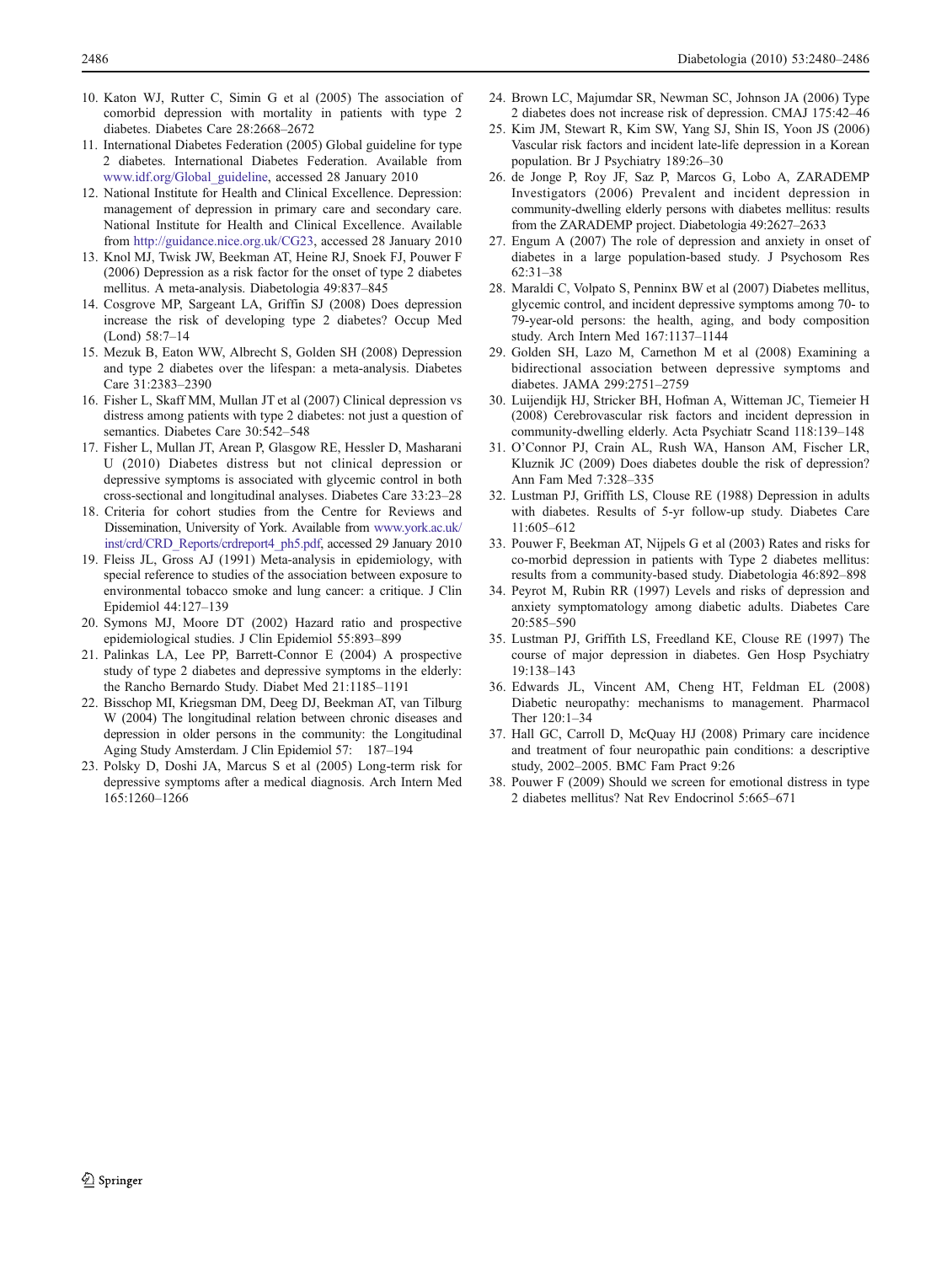10. Katon WJ, Rutter C, Simin G et al (2005) The association of comorbid depression with mortality in patients with type 2 diabetes. Diabetes Care 28:2668–2672
11. International Diabetes Federation (2005) Global guideline for type 2 diabetes. International Diabetes Federation. Available from www.idf.org/Global_guideline, accessed 28 January 2010
12. National Institute for Health and Clinical Excellence. Depression: management of depression in primary care and secondary care. National Institute for Health and Clinical Excellence. Available from http://guidance.nice.org.uk/CG23, accessed 28 January 2010
13. Knol MJ, Twisk JW, Beekman AT, Heine RJ, Snoek FJ, Pouwer F (2006) Depression as a risk factor for the onset of type 2 diabetes mellitus. A meta-analysis. Diabetologia 49:837–845
14. Cosgrove MP, Sargeant LA, Griffin SJ (2008) Does depression increase the risk of developing type 2 diabetes? Occup Med (Lond) 58:7–14
15. Mezuk B, Eaton WW, Albrecht S, Golden SH (2008) Depression and type 2 diabetes over the lifespan: a meta-analysis. Diabetes Care 31:2383–2390
16. Fisher L, Skaff MM, Mullan JT et al (2007) Clinical depression vs distress among patients with type 2 diabetes: not just a question of semantics. Diabetes Care 30:542–548
17. Fisher L, Mullan JT, Arean P, Glasgow RE, Hessler D, Masharani U (2010) Diabetes distress but not clinical depression or depressive symptoms is associated with glycemic control in both cross-sectional and longitudinal analyses. Diabetes Care 33:23–28
18. Criteria for cohort studies from the Centre for Reviews and Dissemination, University of York. Available from www.york.ac.uk/inst/crd/CRD_Reports/crdreport4_ph5.pdf, accessed 29 January 2010
19. Fleiss JL, Gross AJ (1991) Meta-analysis in epidemiology, with special reference to studies of the association between exposure to environmental tobacco smoke and lung cancer: a critique. J Clin Epidemiol 44:127–139
20. Symons MJ, Moore DT (2002) Hazard ratio and prospective epidemiological studies. J Clin Epidemiol 55:893–899
21. Palinkas LA, Lee PP, Barrett-Connor E (2004) A prospective study of type 2 diabetes and depressive symptoms in the elderly: the Rancho Bernardo Study. Diabet Med 21:1185–1191
22. Bisschop MI, Kriegsman DM, Deeg DJ, Beekman AT, van Tilburg W (2004) The longitudinal relation between chronic diseases and depression in older persons in the community: the Longitudinal Aging Study Amsterdam. J Clin Epidemiol 57: 187–194
23. Polsky D, Doshi JA, Marcus S et al (2005) Long-term risk for depressive symptoms after a medical diagnosis. Arch Intern Med 165:1260–1266
24. Brown LC, Majumdar SR, Newman SC, Johnson JA (2006) Type 2 diabetes does not increase risk of depression. CMAJ 175:42–46
25. Kim JM, Stewart R, Kim SW, Yang SJ, Shin IS, Yoon JS (2006) Vascular risk factors and incident late-life depression in a Korean population. Br J Psychiatry 189:26–30
26. de Jonge P, Roy JF, Saz P, Marcos G, Lobo A, ZARADEMP Investigators (2006) Prevalent and incident depression in community-dwelling elderly persons with diabetes mellitus: results from the ZARADEMP project. Diabetologia 49:2627–2633
27. Engum A (2007) The role of depression and anxiety in onset of diabetes in a large population-based study. J Psychosom Res 62:31–38
28. Maraldi C, Volpato S, Penninx BW et al (2007) Diabetes mellitus, glycemic control, and incident depressive symptoms among 70- to 79-year-old persons: the health, aging, and body composition study. Arch Intern Med 167:1137–1144
29. Golden SH, Lazo M, Carnethon M et al (2008) Examining a bidirectional association between depressive symptoms and diabetes. JAMA 299:2751–2759
30. Luijendijk HJ, Stricker BH, Hofman A, Witteman JC, Tiemeier H (2008) Cerebrovascular risk factors and incident depression in community-dwelling elderly. Acta Psychiatr Scand 118:139–148
31. O'Connor PJ, Crain AL, Rush WA, Hanson AM, Fischer LR, Kluznik JC (2009) Does diabetes double the risk of depression? Ann Fam Med 7:328–335
32. Lustman PJ, Griffith LS, Clouse RE (1988) Depression in adults with diabetes. Results of 5-yr follow-up study. Diabetes Care 11:605–612
33. Pouwer F, Beekman AT, Nijpels G et al (2003) Rates and risks for co-morbid depression in patients with Type 2 diabetes mellitus: results from a community-based study. Diabetologia 46:892–898
34. Peyrot M, Rubin RR (1997) Levels and risks of depression and anxiety symptomatology among diabetic adults. Diabetes Care 20:585–590
35. Lustman PJ, Griffith LS, Freedland KE, Clouse RE (1997) The course of major depression in diabetes. Gen Hosp Psychiatry 19:138–143
36. Edwards JL, Vincent AM, Cheng HT, Feldman EL (2008) Diabetic neuropathy: mechanisms to management. Pharmacol Ther 120:1–34
37. Hall GC, Carroll D, McQuay HJ (2008) Primary care incidence and treatment of four neuropathic pain conditions: a descriptive study, 2002–2005. BMC Fam Pract 9:26
38. Pouwer F (2009) Should we screen for emotional distress in type 2 diabetes mellitus? Nat Rev Endocrinol 5:665–671